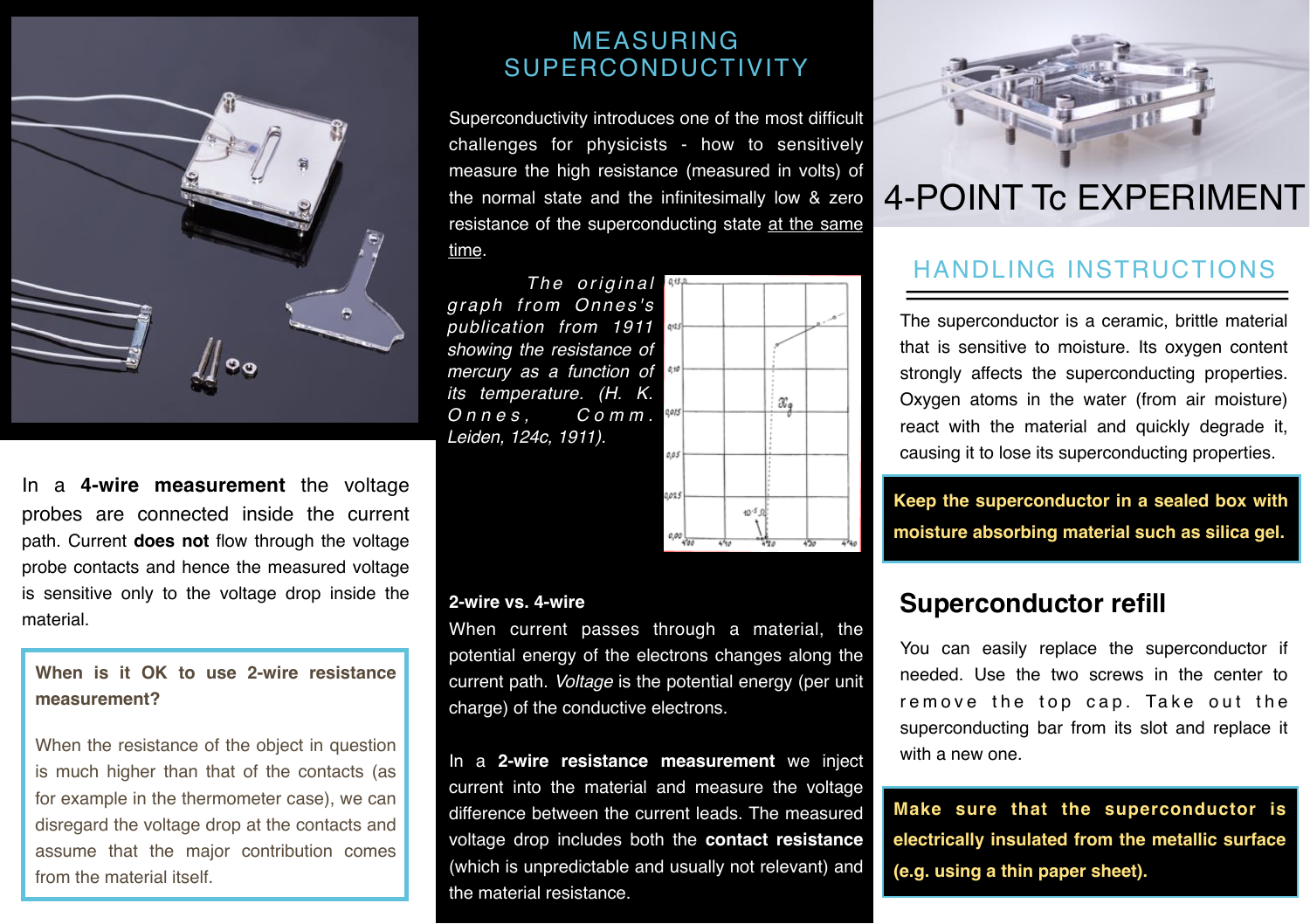# MEASURING SUPERCONDUCTIVITY

Superconductivity introduces one of the most difficult challenges for physicists - how to sensitively measure the high resistance (measured in volts) of the normal state and the infinitesimally low & zero resistance of the superconducting state at the same time.

*The original graph from Onnes's publication from 1911 showing the resistance of mercury as a function of its temperature. (H. K. Onnes, Comm. Leiden, 124c, 1911).*

In a **4-wire measurement** the voltage probes are connected inside the current path. Current **does not** flow through the voltage probe contacts and hence the measured voltage is sensitive only to the voltage drop inside the material.

**When is it OK to use 2-wire resistance measurement?**

When the resistance of the object in question is much higher than that of the contacts (as for example in the thermometer case), we can disregard the voltage drop at the contacts and assume that the major contribution comes from the material itself.

**2-wire vs. 4-wire**

When current passes through a material, the potential energy of the electrons changes along the current path. *Voltage* is the potential energy (per unit charge) of the conductive electrons.

In a **2-wire resistance measurement** we inject current into the material and measure the voltage difference between the current leads. The measured voltage drop includes both the **contact resistance** (which is unpredictable and usually not relevant) and the material resistance.

# 4-POINT Tc EXPERIMENT

## HANDLING INSTRUCTIONS

The superconductor is a ceramic, brittle material that is sensitive to moisture. Its oxygen content strongly affects the superconducting properties. Oxygen atoms in the water (from air moisture) react with the material and quickly degrade it, causing it to lose its superconducting properties.

**Keep the superconductor in a sealed box with moisture absorbing material such as silica gel.**

## Superconductor refill

You can easily replace the superconductor if needed. Use the two screws in the center to remove the top cap. Take out the superconducting bar from its slot and replace it with a new one.

**Make sure that the superconductor is electrically insulated from the metallic surface (e.g. using a thin paper sheet).**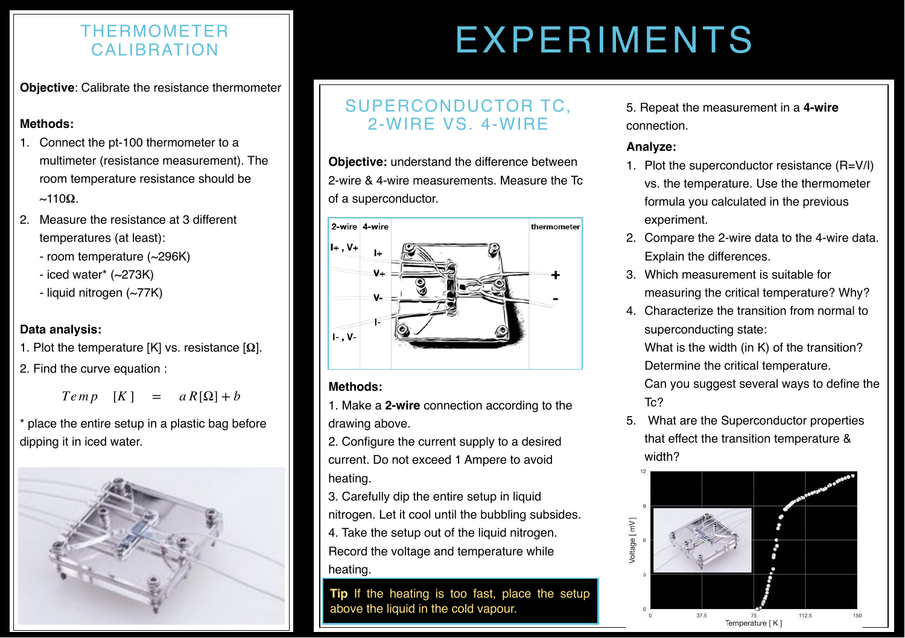# EXPERIMENTS

## THERMOMETER CALIBRATION

**Objective**: Calibrate the resistance thermometer

**Methods:**

1. Connect the pt-100 thermometer to a multimeter (resistance measurement). The room temperature resistance should be ~110Ω.
2. Measure the resistance at 3 different temperatures (at least):
   - room temperature (~296K)
   - iced water* (~273K)
   - liquid nitrogen (~77K)

**Data analysis:**

1. Plot the temperature [K] vs. resistance [Ω].
2. Find the curve equation :

$$Temp\ [K] = aR[\Omega] + b$$

* place the entire setup in a plastic bag before dipping it in iced water.

## SUPERCONDUCTOR TC, 2-WIRE VS. 4-WIRE

**Objective:** understand the difference between 2-wire & 4-wire measurements. Measure the Tc of a superconductor.

2-wire
4-wire
thermometer
I+ , V+
I+
V+
V-
I-
I- , V-
+
-

**Methods:**

1. Make a **2-wire** connection according to the drawing above.
2. Configure the current supply to a desired current. Do not exceed 1 Ampere to avoid heating.
3. Carefully dip the entire setup in liquid nitrogen. Let it cool until the bubbling subsides.
4. Take the setup out of the liquid nitrogen. Record the voltage and temperature while heating.

**Tip** If the heating is too fast, place the setup above the liquid in the cold vapour.

5. Repeat the measurement in a **4-wire** connection.

**Analyze:**

1. Plot the superconductor resistance (R=V/I) vs. the temperature. Use the thermometer formula you calculated in the previous experiment.
2. Compare the 2-wire data to the 4-wire data. Explain the differences.
3. Which measurement is suitable for measuring the critical temperature? Why?
4. Characterize the transition from normal to superconducting state:
   What is the width (in K) of the transition?
   Determine the critical temperature.
   Can you suggest several ways to define the Tc?
5. What are the Superconductor properties that effect the transition temperature & width?

Voltage [ mV ]
12
9
6
3
0
0
37.5
75
112.5
150
Temperature [ K ]